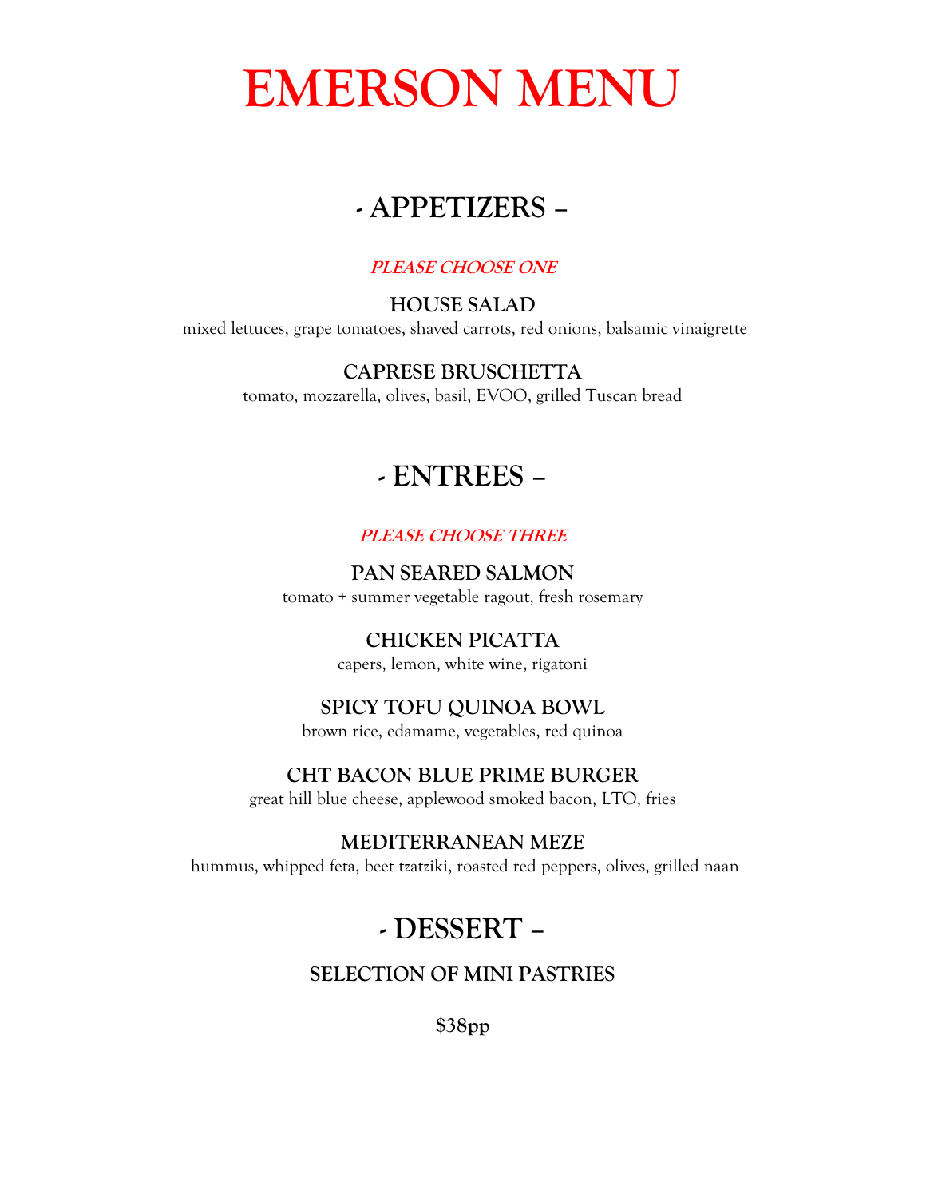# EMERSON MENU

## - APPETIZERS –

***PLEASE CHOOSE ONE***

**HOUSE SALAD**
mixed lettuces, grape tomatoes, shaved carrots, red onions, balsamic vinaigrette

**CAPRESE BRUSCHETTA**
tomato, mozzarella, olives, basil, EVOO, grilled Tuscan bread

## - ENTREES –

***PLEASE CHOOSE THREE***

**PAN SEARED SALMON**
tomato + summer vegetable ragout, fresh rosemary

**CHICKEN PICATTA**
capers, lemon, white wine, rigatoni

**SPICY TOFU QUINOA BOWL**
brown rice, edamame, vegetables, red quinoa

**CHT BACON BLUE PRIME BURGER**
great hill blue cheese, applewood smoked bacon, LTO, fries

**MEDITERRANEAN MEZE**
hummus, whipped feta, beet tzatziki, roasted red peppers, olives, grilled naan

## - DESSERT –

**SELECTION OF MINI PASTRIES**

**$38pp**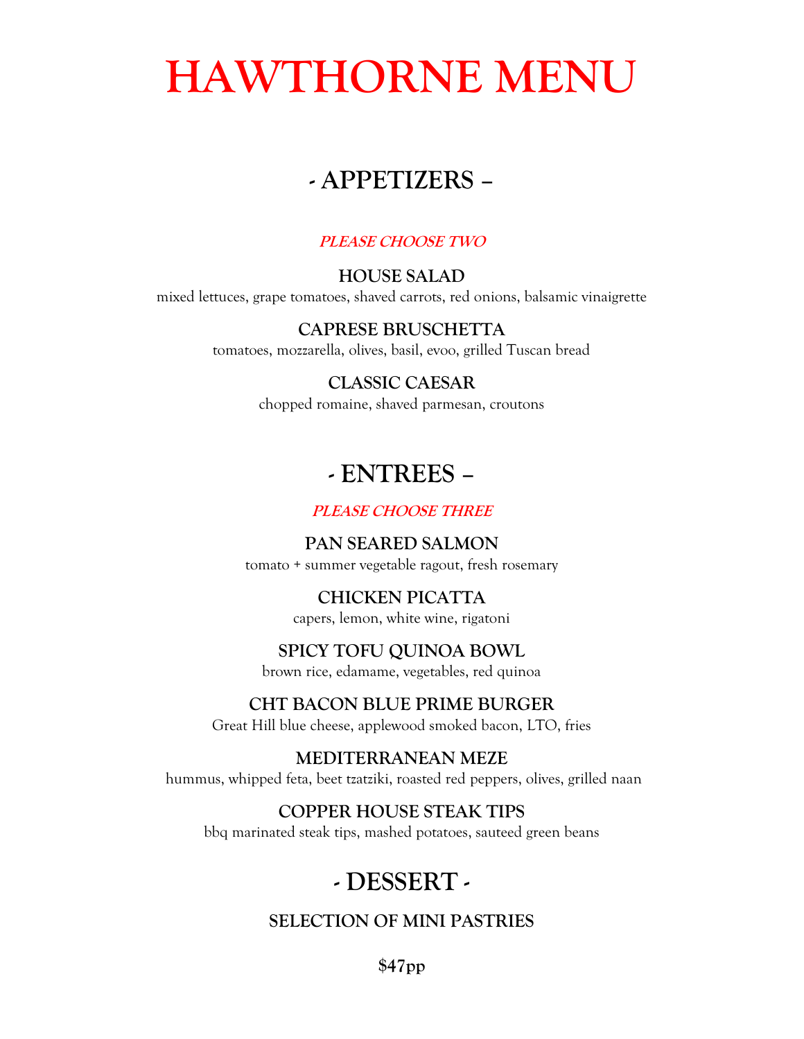# HAWTHORNE MENU

## - APPETIZERS –

***PLEASE CHOOSE TWO***

**HOUSE SALAD**
mixed lettuces, grape tomatoes, shaved carrots, red onions, balsamic vinaigrette

**CAPRESE BRUSCHETTA**
tomatoes, mozzarella, olives, basil, evoo, grilled Tuscan bread

**CLASSIC CAESAR**
chopped romaine, shaved parmesan, croutons

## - ENTREES –

***PLEASE CHOOSE THREE***

**PAN SEARED SALMON**
tomato + summer vegetable ragout, fresh rosemary

**CHICKEN PICATTA**
capers, lemon, white wine, rigatoni

**SPICY TOFU QUINOA BOWL**
brown rice, edamame, vegetables, red quinoa

**CHT BACON BLUE PRIME BURGER**
Great Hill blue cheese, applewood smoked bacon, LTO, fries

**MEDITERRANEAN MEZE**
hummus, whipped feta, beet tzatziki, roasted red peppers, olives, grilled naan

**COPPER HOUSE STEAK TIPS**
bbq marinated steak tips, mashed potatoes, sauteed green beans

## - DESSERT -

**SELECTION OF MINI PASTRIES**

**$47pp**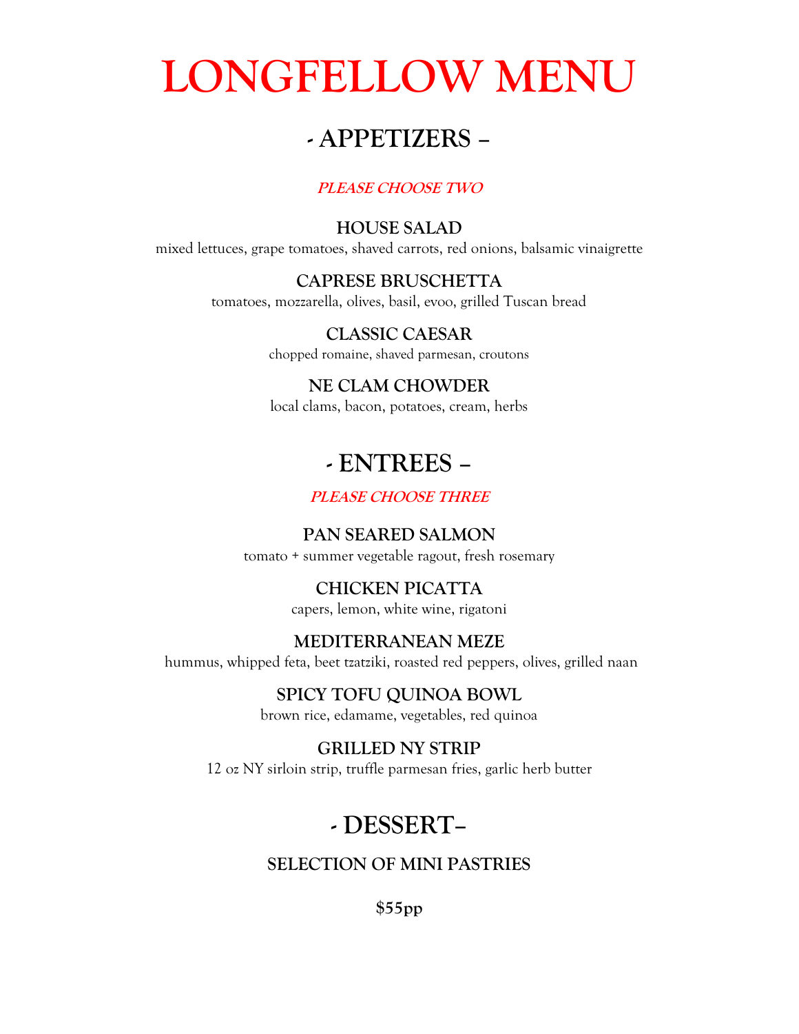# LONGFELLOW MENU

## - APPETIZERS –

***PLEASE CHOOSE TWO***

**HOUSE SALAD**
mixed lettuces, grape tomatoes, shaved carrots, red onions, balsamic vinaigrette

**CAPRESE BRUSCHETTA**
tomatoes, mozzarella, olives, basil, evoo, grilled Tuscan bread

**CLASSIC CAESAR**
chopped romaine, shaved parmesan, croutons

**NE CLAM CHOWDER**
local clams, bacon, potatoes, cream, herbs

## - ENTREES –

***PLEASE CHOOSE THREE***

**PAN SEARED SALMON**
tomato + summer vegetable ragout, fresh rosemary

**CHICKEN PICATTA**
capers, lemon, white wine, rigatoni

**MEDITERRANEAN MEZE**
hummus, whipped feta, beet tzatziki, roasted red peppers, olives, grilled naan

**SPICY TOFU QUINOA BOWL**
brown rice, edamame, vegetables, red quinoa

**GRILLED NY STRIP**
12 oz NY sirloin strip, truffle parmesan fries, garlic herb butter

## - DESSERT–

**SELECTION OF MINI PASTRIES**

**$55pp**